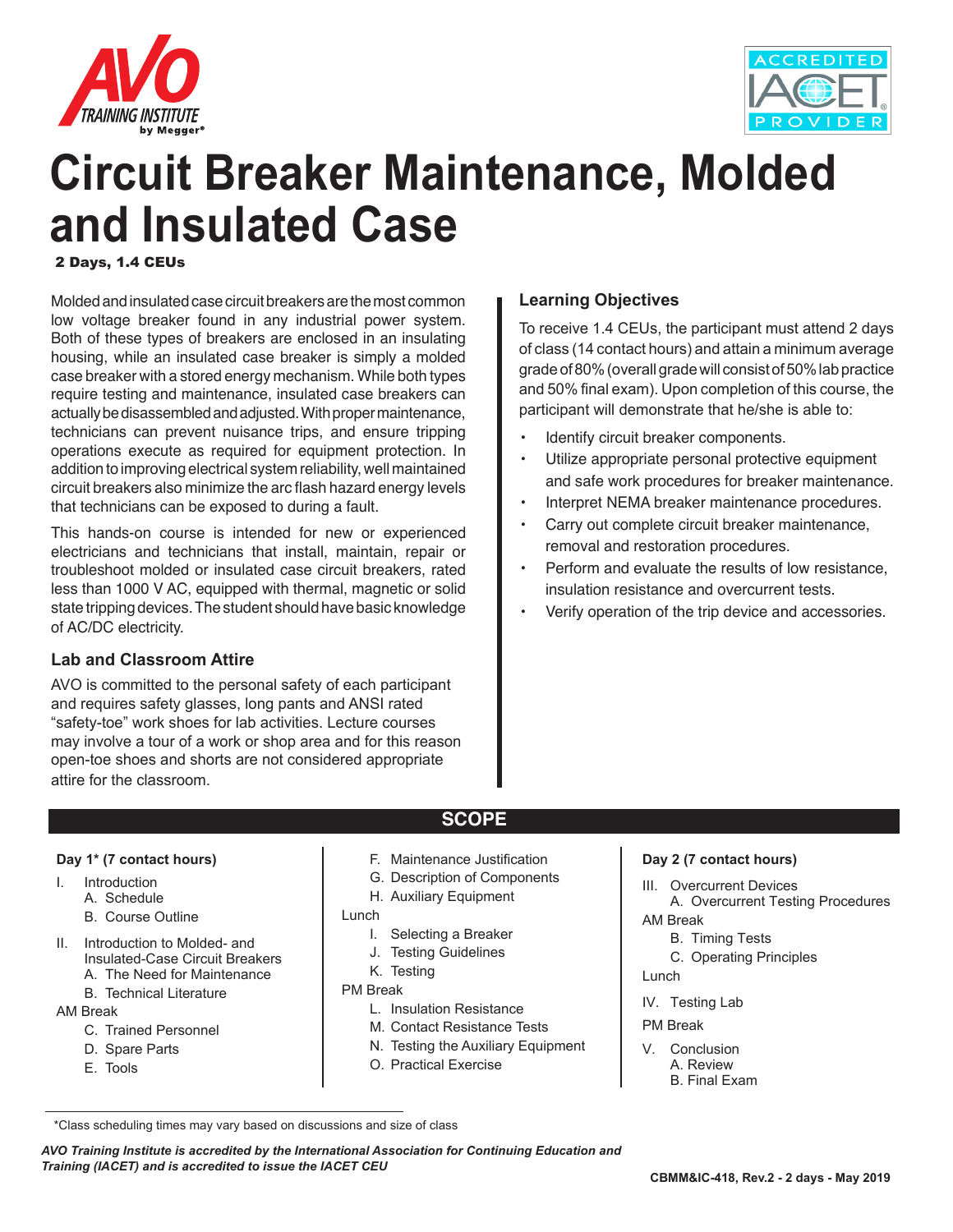# Circuit Breaker Maintenance, Molded and Insulated Case

**2 Days, 1.4 CEUs**

Molded and insulated case circuit breakers are the most common low voltage breaker found in any industrial power system. Both of these types of breakers are enclosed in an insulating housing, while an insulated case breaker is simply a molded case breaker with a stored energy mechanism. While both types require testing and maintenance, insulated case breakers can actually be disassembled and adjusted. With proper maintenance, technicians can prevent nuisance trips, and ensure tripping operations execute as required for equipment protection. In addition to improving electrical system reliability, well maintained circuit breakers also minimize the arc flash hazard energy levels that technicians can be exposed to during a fault.

This hands-on course is intended for new or experienced electricians and technicians that install, maintain, repair or troubleshoot molded or insulated case circuit breakers, rated less than 1000 V AC, equipped with thermal, magnetic or solid state tripping devices. The student should have basic knowledge of AC/DC electricity.

### Lab and Classroom Attire

AVO is committed to the personal safety of each participant and requires safety glasses, long pants and ANSI rated "safety-toe" work shoes for lab activities. Lecture courses may involve a tour of a work or shop area and for this reason open-toe shoes and shorts are not considered appropriate attire for the classroom.

### Learning Objectives

To receive 1.4 CEUs, the participant must attend 2 days of class (14 contact hours) and attain a minimum average grade of 80% (overall grade will consist of 50% lab practice and 50% final exam). Upon completion of this course, the participant will demonstrate that he/she is able to:

- Identify circuit breaker components.
- Utilize appropriate personal protective equipment and safe work procedures for breaker maintenance.
- Interpret NEMA breaker maintenance procedures.
- Carry out complete circuit breaker maintenance, removal and restoration procedures.
- Perform and evaluate the results of low resistance, insulation resistance and overcurrent tests.
- Verify operation of the trip device and accessories.

## SCOPE

**Day 1\* (7 contact hours)**

I. Introduction
   A. Schedule
   B. Course Outline

II. Introduction to Molded- and Insulated-Case Circuit Breakers
   A. The Need for Maintenance
   B. Technical Literature

AM Break

   C. Trained Personnel
   D. Spare Parts
   E. Tools
   F. Maintenance Justification
   G. Description of Components
   H. Auxiliary Equipment

Lunch

   I. Selecting a Breaker
   J. Testing Guidelines
   K. Testing

PM Break

   L. Insulation Resistance
   M. Contact Resistance Tests
   N. Testing the Auxiliary Equipment
   O. Practical Exercise

**Day 2 (7 contact hours)**

III. Overcurrent Devices
   A. Overcurrent Testing Procedures

AM Break

   B. Timing Tests
   C. Operating Principles

Lunch

IV. Testing Lab

PM Break

V. Conclusion
   A. Review
   B. Final Exam

\*Class scheduling times may vary based on discussions and size of class

***AVO Training Institute is accredited by the International Association for Continuing Education and Training (IACET) and is accredited to issue the IACET CEU***

**CBMM&IC-418, Rev.2 - 2 days - May 2019**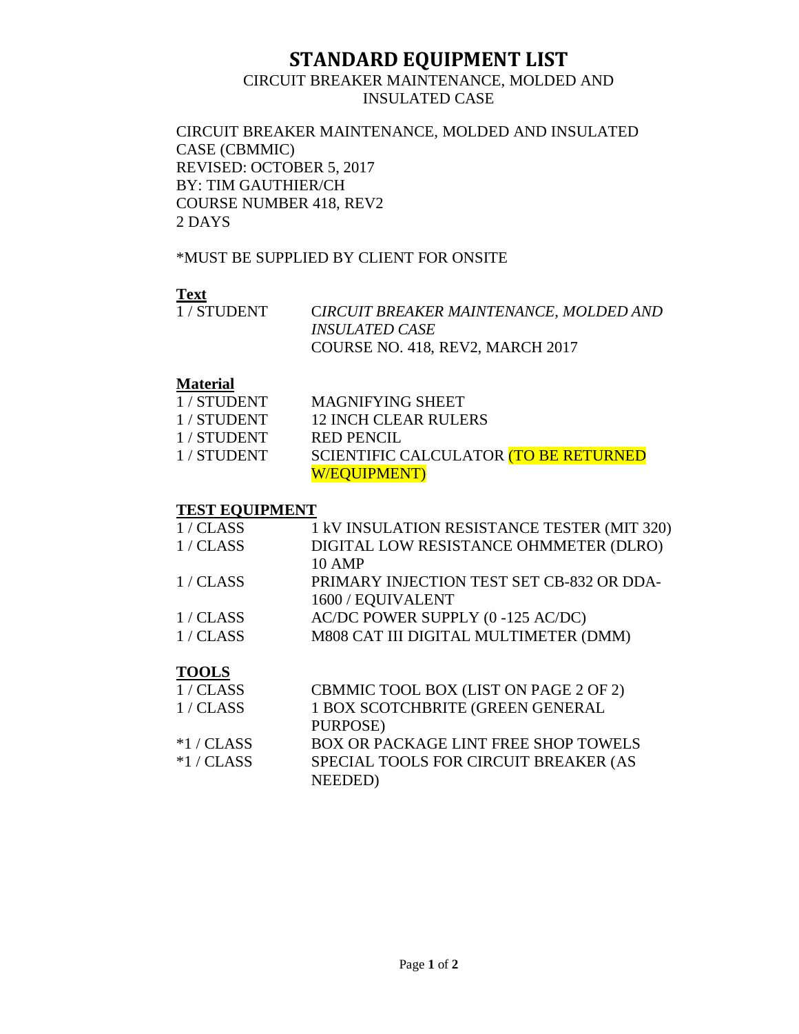# STANDARD EQUIPMENT LIST

CIRCUIT BREAKER MAINTENANCE, MOLDED AND INSULATED CASE

CIRCUIT BREAKER MAINTENANCE, MOLDED AND INSULATED CASE (CBMMIC)
REVISED: OCTOBER 5, 2017
BY: TIM GAUTHIER/CH
COURSE NUMBER 418, REV2
2 DAYS

*MUST BE SUPPLIED BY CLIENT FOR ONSITE

## **Text**

| | |
|---|---|
| 1 / STUDENT | C*IRCUIT BREAKER MAINTENANCE, MOLDED AND INSULATED CASE*<br>COURSE NO. 418, REV2, MARCH 2017 |

## **Material**

| | |
|---|---|
| 1 / STUDENT | MAGNIFYING SHEET |
| 1 / STUDENT | 12 INCH CLEAR RULERS |
| 1 / STUDENT | RED PENCIL |
| 1 / STUDENT | SCIENTIFIC CALCULATOR (TO BE RETURNED W/EQUIPMENT) |

## **TEST EQUIPMENT**

| | |
|---|---|
| 1 / CLASS | 1 kV INSULATION RESISTANCE TESTER (MIT 320) |
| 1 / CLASS | DIGITAL LOW RESISTANCE OHMMETER (DLRO) 10 AMP |
| 1 / CLASS | PRIMARY INJECTION TEST SET CB-832 OR DDA-1600 / EQUIVALENT |
| 1 / CLASS | AC/DC POWER SUPPLY (0 -125 AC/DC) |
| 1 / CLASS | M808 CAT III DIGITAL MULTIMETER (DMM) |

## **TOOLS**

| | |
|---|---|
| 1 / CLASS | CBMMIC TOOL BOX (LIST ON PAGE 2 OF 2) |
| 1 / CLASS | 1 BOX SCOTCHBRITE (GREEN GENERAL PURPOSE) |
| *1 / CLASS | BOX OR PACKAGE LINT FREE SHOP TOWELS |
| *1 / CLASS | SPECIAL TOOLS FOR CIRCUIT BREAKER (AS NEEDED) |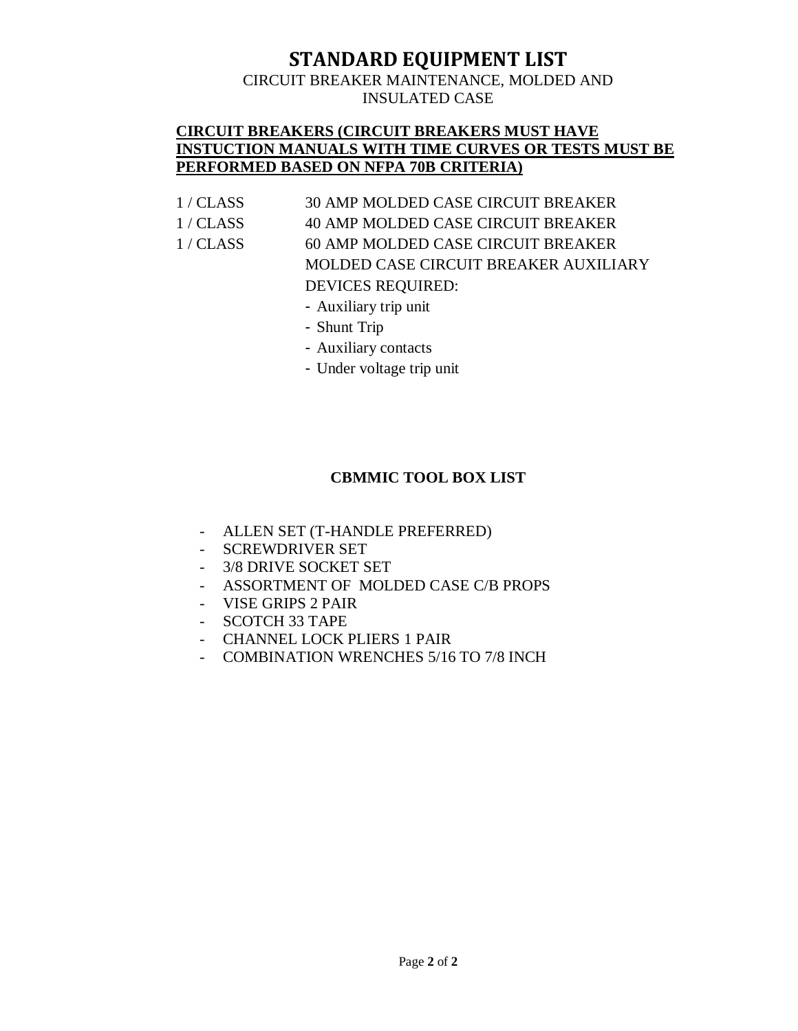# STANDARD EQUIPMENT LIST

CIRCUIT BREAKER MAINTENANCE, MOLDED AND INSULATED CASE

**CIRCUIT BREAKERS (CIRCUIT BREAKERS MUST HAVE INSTUCTION MANUALS WITH TIME CURVES OR TESTS MUST BE PERFORMED BASED ON NFPA 70B CRITERIA)**

| | |
|---|---|
| 1 / CLASS | 30 AMP MOLDED CASE CIRCUIT BREAKER |
| 1 / CLASS | 40 AMP MOLDED CASE CIRCUIT BREAKER |
| 1 / CLASS | 60 AMP MOLDED CASE CIRCUIT BREAKER |
| | MOLDED CASE CIRCUIT BREAKER AUXILIARY DEVICES REQUIRED: |

- Auxiliary trip unit
- Shunt Trip
- Auxiliary contacts
- Under voltage trip unit

### CBMMIC TOOL BOX LIST

- ALLEN SET (T-HANDLE PREFERRED)
- SCREWDRIVER SET
- 3/8 DRIVE SOCKET SET
- ASSORTMENT OF MOLDED CASE C/B PROPS
- VISE GRIPS 2 PAIR
- SCOTCH 33 TAPE
- CHANNEL LOCK PLIERS 1 PAIR
- COMBINATION WRENCHES 5/16 TO 7/8 INCH